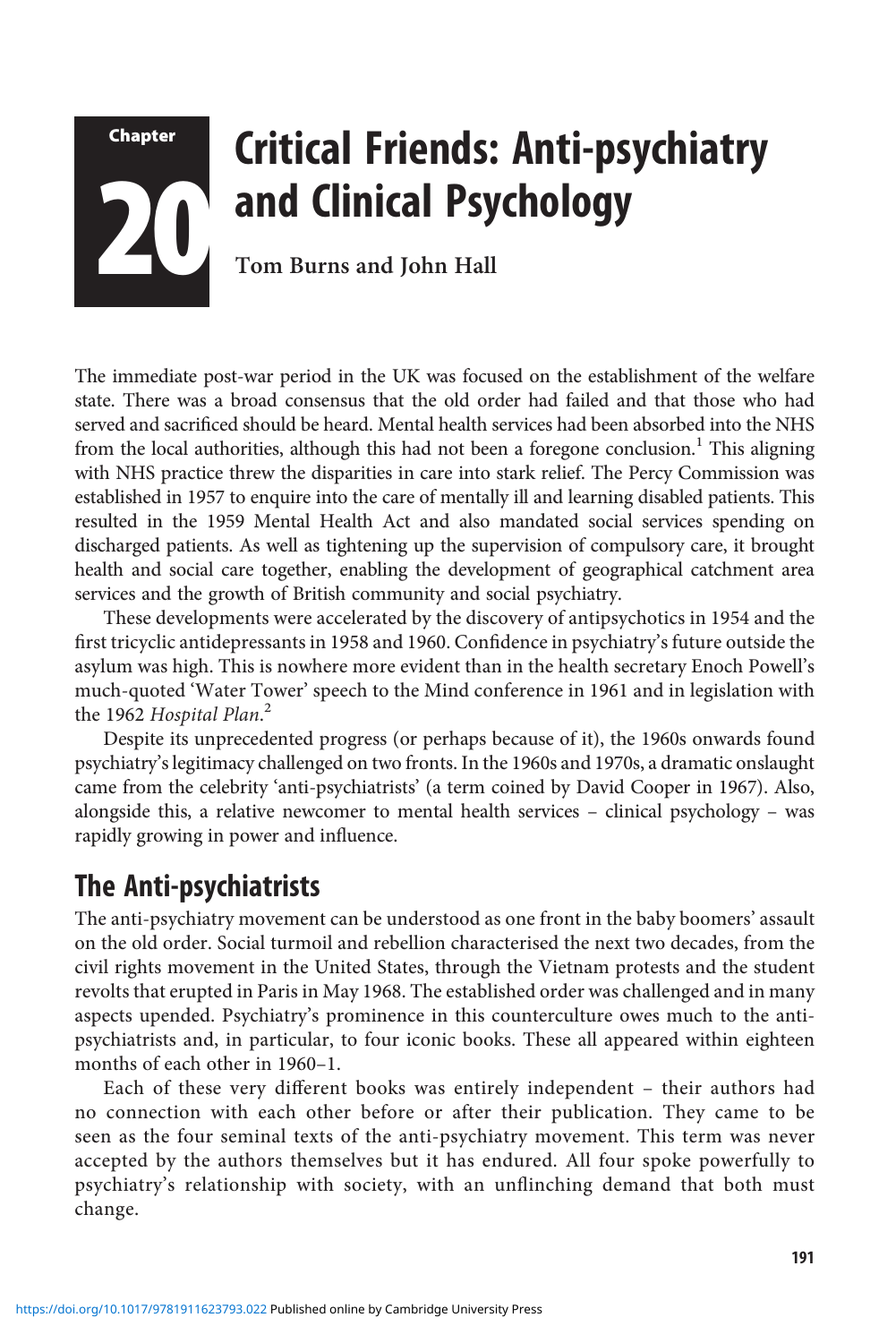# Chapter 20 Critical Friends: Anti-psychiatry and Clinical Psychology

**Tom Burns and John Hall**

The immediate post-war period in the UK was focused on the establishment of the welfare state. There was a broad consensus that the old order had failed and that those who had served and sacrificed should be heard. Mental health services had been absorbed into the NHS from the local authorities, although this had not been a foregone conclusion.[1] This aligning with NHS practice threw the disparities in care into stark relief. The Percy Commission was established in 1957 to enquire into the care of mentally ill and learning disabled patients. This resulted in the 1959 Mental Health Act and also mandated social services spending on discharged patients. As well as tightening up the supervision of compulsory care, it brought health and social care together, enabling the development of geographical catchment area services and the growth of British community and social psychiatry.

These developments were accelerated by the discovery of antipsychotics in 1954 and the first tricyclic antidepressants in 1958 and 1960. Confidence in psychiatry's future outside the asylum was high. This is nowhere more evident than in the health secretary Enoch Powell's much-quoted 'Water Tower' speech to the Mind conference in 1961 and in legislation with the 1962 *Hospital Plan*.[2]

Despite its unprecedented progress (or perhaps because of it), the 1960s onwards found psychiatry's legitimacy challenged on two fronts. In the 1960s and 1970s, a dramatic onslaught came from the celebrity 'anti-psychiatrists' (a term coined by David Cooper in 1967). Also, alongside this, a relative newcomer to mental health services – clinical psychology – was rapidly growing in power and influence.

## The Anti-psychiatrists

The anti-psychiatry movement can be understood as one front in the baby boomers' assault on the old order. Social turmoil and rebellion characterised the next two decades, from the civil rights movement in the United States, through the Vietnam protests and the student revolts that erupted in Paris in May 1968. The established order was challenged and in many aspects upended. Psychiatry's prominence in this counterculture owes much to the anti-psychiatrists and, in particular, to four iconic books. These all appeared within eighteen months of each other in 1960–1.

Each of these very different books was entirely independent – their authors had no connection with each other before or after their publication. They came to be seen as the four seminal texts of the anti-psychiatry movement. This term was never accepted by the authors themselves but it has endured. All four spoke powerfully to psychiatry's relationship with society, with an unflinching demand that both must change.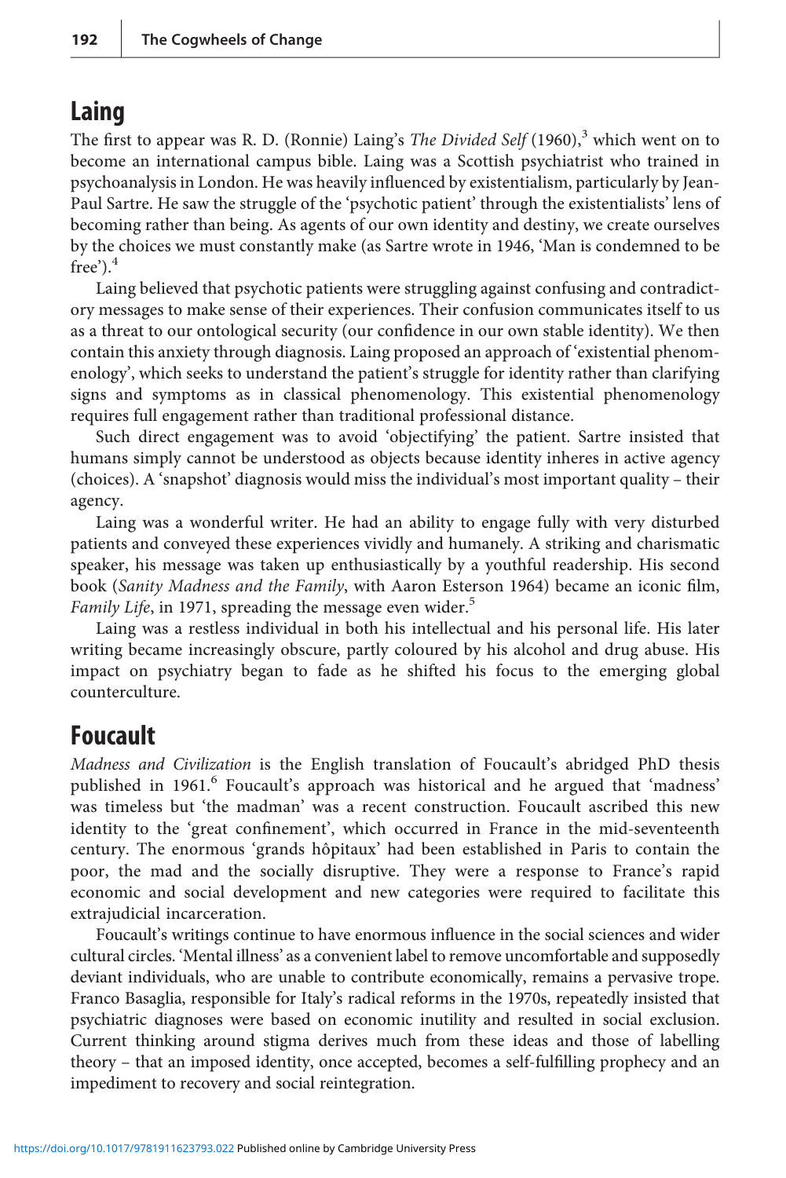## Laing

The first to appear was R. D. (Ronnie) Laing's *The Divided Self* (1960),[3] which went on to become an international campus bible. Laing was a Scottish psychiatrist who trained in psychoanalysis in London. He was heavily influenced by existentialism, particularly by Jean-Paul Sartre. He saw the struggle of the 'psychotic patient' through the existentialists' lens of becoming rather than being. As agents of our own identity and destiny, we create ourselves by the choices we must constantly make (as Sartre wrote in 1946, 'Man is condemned to be free').[4]

Laing believed that psychotic patients were struggling against confusing and contradictory messages to make sense of their experiences. Their confusion communicates itself to us as a threat to our ontological security (our confidence in our own stable identity). We then contain this anxiety through diagnosis. Laing proposed an approach of 'existential phenomenology', which seeks to understand the patient's struggle for identity rather than clarifying signs and symptoms as in classical phenomenology. This existential phenomenology requires full engagement rather than traditional professional distance.

Such direct engagement was to avoid 'objectifying' the patient. Sartre insisted that humans simply cannot be understood as objects because identity inheres in active agency (choices). A 'snapshot' diagnosis would miss the individual's most important quality – their agency.

Laing was a wonderful writer. He had an ability to engage fully with very disturbed patients and conveyed these experiences vividly and humanely. A striking and charismatic speaker, his message was taken up enthusiastically by a youthful readership. His second book (*Sanity Madness and the Family*, with Aaron Esterson 1964) became an iconic film, *Family Life*, in 1971, spreading the message even wider.[5]

Laing was a restless individual in both his intellectual and his personal life. His later writing became increasingly obscure, partly coloured by his alcohol and drug abuse. His impact on psychiatry began to fade as he shifted his focus to the emerging global counterculture.

## Foucault

*Madness and Civilization* is the English translation of Foucault's abridged PhD thesis published in 1961.[6] Foucault's approach was historical and he argued that 'madness' was timeless but 'the madman' was a recent construction. Foucault ascribed this new identity to the 'great confinement', which occurred in France in the mid-seventeenth century. The enormous 'grands hôpitaux' had been established in Paris to contain the poor, the mad and the socially disruptive. They were a response to France's rapid economic and social development and new categories were required to facilitate this extrajudicial incarceration.

Foucault's writings continue to have enormous influence in the social sciences and wider cultural circles. 'Mental illness' as a convenient label to remove uncomfortable and supposedly deviant individuals, who are unable to contribute economically, remains a pervasive trope. Franco Basaglia, responsible for Italy's radical reforms in the 1970s, repeatedly insisted that psychiatric diagnoses were based on economic inutility and resulted in social exclusion. Current thinking around stigma derives much from these ideas and those of labelling theory – that an imposed identity, once accepted, becomes a self-fulfilling prophecy and an impediment to recovery and social reintegration.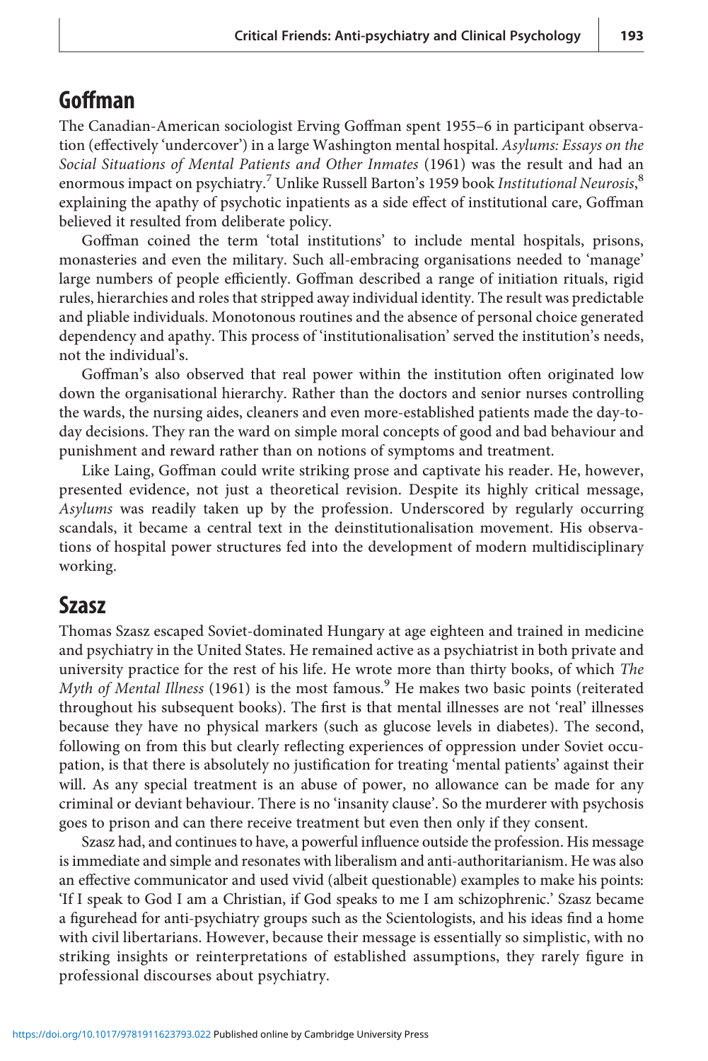## Goffman

The Canadian-American sociologist Erving Goffman spent 1955–6 in participant observation (effectively 'undercover') in a large Washington mental hospital. *Asylums: Essays on the Social Situations of Mental Patients and Other Inmates* (1961) was the result and had an enormous impact on psychiatry.[7] Unlike Russell Barton's 1959 book *Institutional Neurosis*,[8] explaining the apathy of psychotic inpatients as a side effect of institutional care, Goffman believed it resulted from deliberate policy.

Goffman coined the term 'total institutions' to include mental hospitals, prisons, monasteries and even the military. Such all-embracing organisations needed to 'manage' large numbers of people efficiently. Goffman described a range of initiation rituals, rigid rules, hierarchies and roles that stripped away individual identity. The result was predictable and pliable individuals. Monotonous routines and the absence of personal choice generated dependency and apathy. This process of 'institutionalisation' served the institution's needs, not the individual's.

Goffman's also observed that real power within the institution often originated low down the organisational hierarchy. Rather than the doctors and senior nurses controlling the wards, the nursing aides, cleaners and even more-established patients made the day-to-day decisions. They ran the ward on simple moral concepts of good and bad behaviour and punishment and reward rather than on notions of symptoms and treatment.

Like Laing, Goffman could write striking prose and captivate his reader. He, however, presented evidence, not just a theoretical revision. Despite its highly critical message, *Asylums* was readily taken up by the profession. Underscored by regularly occurring scandals, it became a central text in the deinstitutionalisation movement. His observations of hospital power structures fed into the development of modern multidisciplinary working.

## Szasz

Thomas Szasz escaped Soviet-dominated Hungary at age eighteen and trained in medicine and psychiatry in the United States. He remained active as a psychiatrist in both private and university practice for the rest of his life. He wrote more than thirty books, of which *The Myth of Mental Illness* (1961) is the most famous.[9] He makes two basic points (reiterated throughout his subsequent books). The first is that mental illnesses are not 'real' illnesses because they have no physical markers (such as glucose levels in diabetes). The second, following on from this but clearly reflecting experiences of oppression under Soviet occupation, is that there is absolutely no justification for treating 'mental patients' against their will. As any special treatment is an abuse of power, no allowance can be made for any criminal or deviant behaviour. There is no 'insanity clause'. So the murderer with psychosis goes to prison and can there receive treatment but even then only if they consent.

Szasz had, and continues to have, a powerful influence outside the profession. His message is immediate and simple and resonates with liberalism and anti-authoritarianism. He was also an effective communicator and used vivid (albeit questionable) examples to make his points: 'If I speak to God I am a Christian, if God speaks to me I am schizophrenic.' Szasz became a figurehead for anti-psychiatry groups such as the Scientologists, and his ideas find a home with civil libertarians. However, because their message is essentially so simplistic, with no striking insights or reinterpretations of established assumptions, they rarely figure in professional discourses about psychiatry.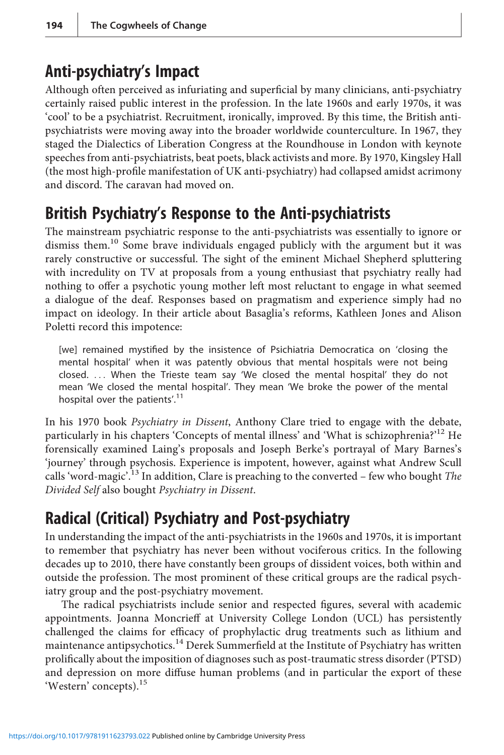## Anti-psychiatry's Impact

Although often perceived as infuriating and superficial by many clinicians, anti-psychiatry certainly raised public interest in the profession. In the late 1960s and early 1970s, it was 'cool' to be a psychiatrist. Recruitment, ironically, improved. By this time, the British anti-psychiatrists were moving away into the broader worldwide counterculture. In 1967, they staged the Dialectics of Liberation Congress at the Roundhouse in London with keynote speeches from anti-psychiatrists, beat poets, black activists and more. By 1970, Kingsley Hall (the most high-profile manifestation of UK anti-psychiatry) had collapsed amidst acrimony and discord. The caravan had moved on.

## British Psychiatry's Response to the Anti-psychiatrists

The mainstream psychiatric response to the anti-psychiatrists was essentially to ignore or dismiss them.[10] Some brave individuals engaged publicly with the argument but it was rarely constructive or successful. The sight of the eminent Michael Shepherd spluttering with incredulity on TV at proposals from a young enthusiast that psychiatry really had nothing to offer a psychotic young mother left most reluctant to engage in what seemed a dialogue of the deaf. Responses based on pragmatism and experience simply had no impact on ideology. In their article about Basaglia's reforms, Kathleen Jones and Alison Poletti record this impotence:

> [we] remained mystified by the insistence of Psichiatria Democratica on 'closing the mental hospital' when it was patently obvious that mental hospitals were not being closed. ... When the Trieste team say 'We closed the mental hospital' they do not mean 'We closed the mental hospital'. They mean 'We broke the power of the mental hospital over the patients'.[11]

In his 1970 book *Psychiatry in Dissent*, Anthony Clare tried to engage with the debate, particularly in his chapters 'Concepts of mental illness' and 'What is schizophrenia?'[12] He forensically examined Laing's proposals and Joseph Berke's portrayal of Mary Barnes's 'journey' through psychosis. Experience is impotent, however, against what Andrew Scull calls 'word-magic'.[13] In addition, Clare is preaching to the converted – few who bought *The Divided Self* also bought *Psychiatry in Dissent*.

## Radical (Critical) Psychiatry and Post-psychiatry

In understanding the impact of the anti-psychiatrists in the 1960s and 1970s, it is important to remember that psychiatry has never been without vociferous critics. In the following decades up to 2010, there have constantly been groups of dissident voices, both within and outside the profession. The most prominent of these critical groups are the radical psychiatry group and the post-psychiatry movement.

The radical psychiatrists include senior and respected figures, several with academic appointments. Joanna Moncrieff at University College London (UCL) has persistently challenged the claims for efficacy of prophylactic drug treatments such as lithium and maintenance antipsychotics.[14] Derek Summerfield at the Institute of Psychiatry has written prolifically about the imposition of diagnoses such as post-traumatic stress disorder (PTSD) and depression on more diffuse human problems (and in particular the export of these 'Western' concepts).[15]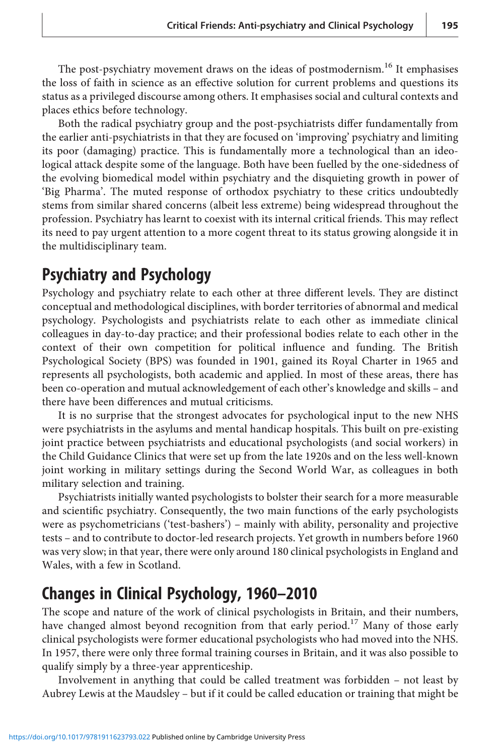The post-psychiatry movement draws on the ideas of postmodernism.[16] It emphasises the loss of faith in science as an effective solution for current problems and questions its status as a privileged discourse among others. It emphasises social and cultural contexts and places ethics before technology.

Both the radical psychiatry group and the post-psychiatrists differ fundamentally from the earlier anti-psychiatrists in that they are focused on 'improving' psychiatry and limiting its poor (damaging) practice. This is fundamentally more a technological than an ideological attack despite some of the language. Both have been fuelled by the one-sidedness of the evolving biomedical model within psychiatry and the disquieting growth in power of 'Big Pharma'. The muted response of orthodox psychiatry to these critics undoubtedly stems from similar shared concerns (albeit less extreme) being widespread throughout the profession. Psychiatry has learnt to coexist with its internal critical friends. This may reflect its need to pay urgent attention to a more cogent threat to its status growing alongside it in the multidisciplinary team.

## Psychiatry and Psychology

Psychology and psychiatry relate to each other at three different levels. They are distinct conceptual and methodological disciplines, with border territories of abnormal and medical psychology. Psychologists and psychiatrists relate to each other as immediate clinical colleagues in day-to-day practice; and their professional bodies relate to each other in the context of their own competition for political influence and funding. The British Psychological Society (BPS) was founded in 1901, gained its Royal Charter in 1965 and represents all psychologists, both academic and applied. In most of these areas, there has been co-operation and mutual acknowledgement of each other's knowledge and skills – and there have been differences and mutual criticisms.

It is no surprise that the strongest advocates for psychological input to the new NHS were psychiatrists in the asylums and mental handicap hospitals. This built on pre-existing joint practice between psychiatrists and educational psychologists (and social workers) in the Child Guidance Clinics that were set up from the late 1920s and on the less well-known joint working in military settings during the Second World War, as colleagues in both military selection and training.

Psychiatrists initially wanted psychologists to bolster their search for a more measurable and scientific psychiatry. Consequently, the two main functions of the early psychologists were as psychometricians ('test-bashers') – mainly with ability, personality and projective tests – and to contribute to doctor-led research projects. Yet growth in numbers before 1960 was very slow; in that year, there were only around 180 clinical psychologists in England and Wales, with a few in Scotland.

## Changes in Clinical Psychology, 1960–2010

The scope and nature of the work of clinical psychologists in Britain, and their numbers, have changed almost beyond recognition from that early period.[17] Many of those early clinical psychologists were former educational psychologists who had moved into the NHS. In 1957, there were only three formal training courses in Britain, and it was also possible to qualify simply by a three-year apprenticeship.

Involvement in anything that could be called treatment was forbidden – not least by Aubrey Lewis at the Maudsley – but if it could be called education or training that might be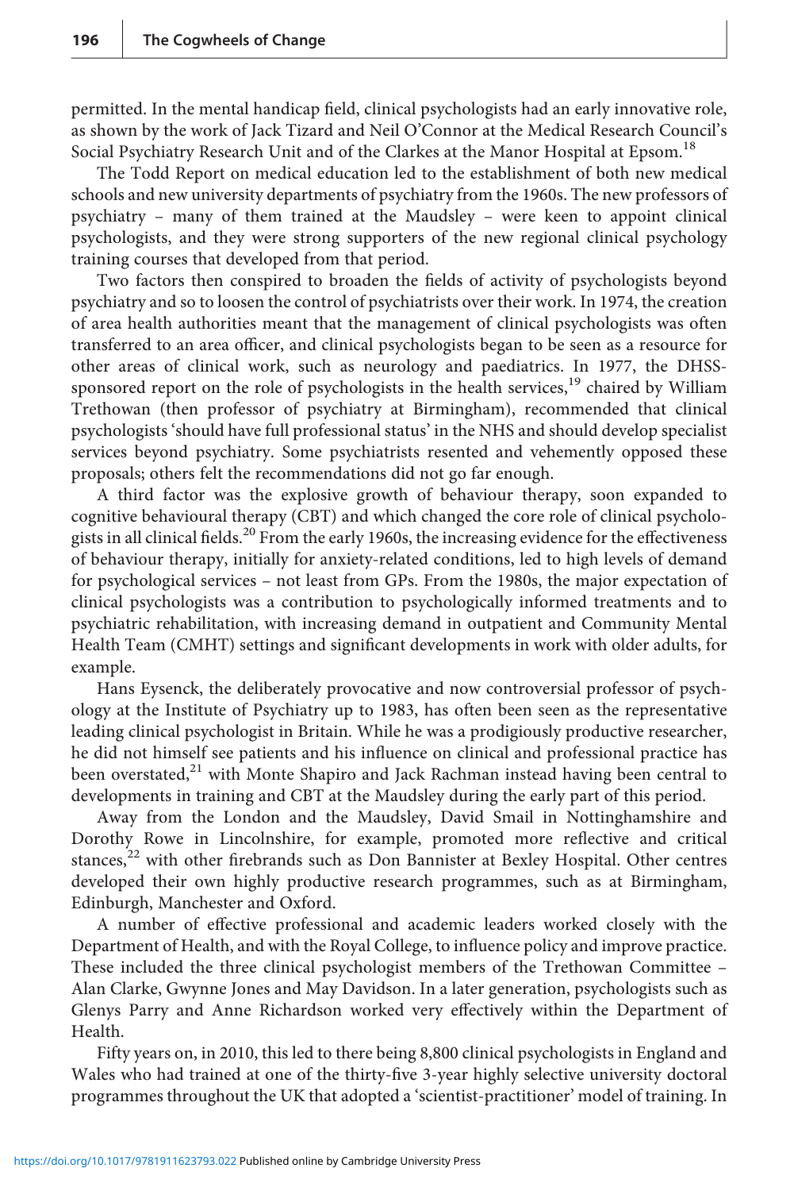permitted. In the mental handicap field, clinical psychologists had an early innovative role, as shown by the work of Jack Tizard and Neil O'Connor at the Medical Research Council's Social Psychiatry Research Unit and of the Clarkes at the Manor Hospital at Epsom.[18]

The Todd Report on medical education led to the establishment of both new medical schools and new university departments of psychiatry from the 1960s. The new professors of psychiatry – many of them trained at the Maudsley – were keen to appoint clinical psychologists, and they were strong supporters of the new regional clinical psychology training courses that developed from that period.

Two factors then conspired to broaden the fields of activity of psychologists beyond psychiatry and so to loosen the control of psychiatrists over their work. In 1974, the creation of area health authorities meant that the management of clinical psychologists was often transferred to an area officer, and clinical psychologists began to be seen as a resource for other areas of clinical work, such as neurology and paediatrics. In 1977, the DHSS-sponsored report on the role of psychologists in the health services,[19] chaired by William Trethowan (then professor of psychiatry at Birmingham), recommended that clinical psychologists 'should have full professional status' in the NHS and should develop specialist services beyond psychiatry. Some psychiatrists resented and vehemently opposed these proposals; others felt the recommendations did not go far enough.

A third factor was the explosive growth of behaviour therapy, soon expanded to cognitive behavioural therapy (CBT) and which changed the core role of clinical psychologists in all clinical fields.[20] From the early 1960s, the increasing evidence for the effectiveness of behaviour therapy, initially for anxiety-related conditions, led to high levels of demand for psychological services – not least from GPs. From the 1980s, the major expectation of clinical psychologists was a contribution to psychologically informed treatments and to psychiatric rehabilitation, with increasing demand in outpatient and Community Mental Health Team (CMHT) settings and significant developments in work with older adults, for example.

Hans Eysenck, the deliberately provocative and now controversial professor of psychology at the Institute of Psychiatry up to 1983, has often been seen as the representative leading clinical psychologist in Britain. While he was a prodigiously productive researcher, he did not himself see patients and his influence on clinical and professional practice has been overstated,[21] with Monte Shapiro and Jack Rachman instead having been central to developments in training and CBT at the Maudsley during the early part of this period.

Away from the London and the Maudsley, David Smail in Nottinghamshire and Dorothy Rowe in Lincolnshire, for example, promoted more reflective and critical stances,[22] with other firebrands such as Don Bannister at Bexley Hospital. Other centres developed their own highly productive research programmes, such as at Birmingham, Edinburgh, Manchester and Oxford.

A number of effective professional and academic leaders worked closely with the Department of Health, and with the Royal College, to influence policy and improve practice. These included the three clinical psychologist members of the Trethowan Committee – Alan Clarke, Gwynne Jones and May Davidson. In a later generation, psychologists such as Glenys Parry and Anne Richardson worked very effectively within the Department of Health.

Fifty years on, in 2010, this led to there being 8,800 clinical psychologists in England and Wales who had trained at one of the thirty-five 3-year highly selective university doctoral programmes throughout the UK that adopted a 'scientist-practitioner' model of training. In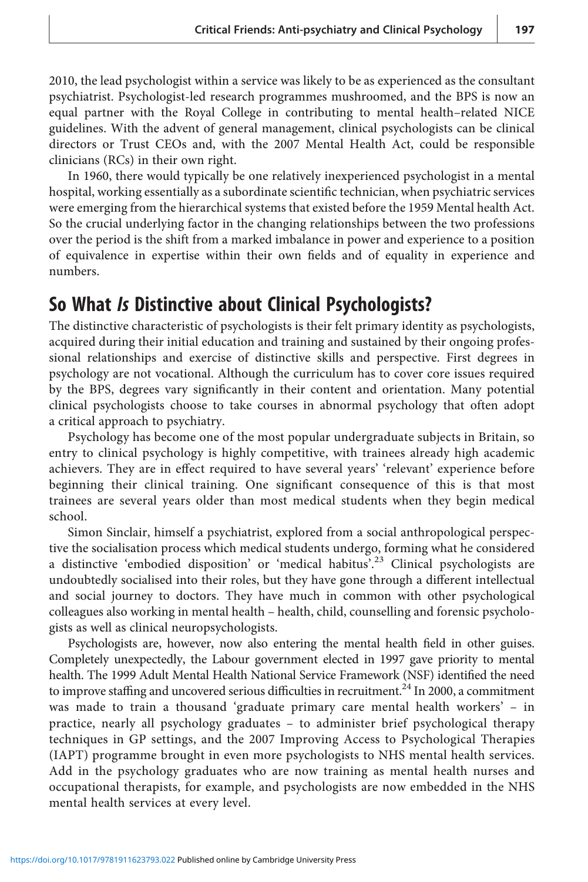2010, the lead psychologist within a service was likely to be as experienced as the consultant psychiatrist. Psychologist-led research programmes mushroomed, and the BPS is now an equal partner with the Royal College in contributing to mental health–related NICE guidelines. With the advent of general management, clinical psychologists can be clinical directors or Trust CEOs and, with the 2007 Mental Health Act, could be responsible clinicians (RCs) in their own right.

In 1960, there would typically be one relatively inexperienced psychologist in a mental hospital, working essentially as a subordinate scientific technician, when psychiatric services were emerging from the hierarchical systems that existed before the 1959 Mental health Act. So the crucial underlying factor in the changing relationships between the two professions over the period is the shift from a marked imbalance in power and experience to a position of equivalence in expertise within their own fields and of equality in experience and numbers.

## So What *Is* Distinctive about Clinical Psychologists?

The distinctive characteristic of psychologists is their felt primary identity as psychologists, acquired during their initial education and training and sustained by their ongoing professional relationships and exercise of distinctive skills and perspective. First degrees in psychology are not vocational. Although the curriculum has to cover core issues required by the BPS, degrees vary significantly in their content and orientation. Many potential clinical psychologists choose to take courses in abnormal psychology that often adopt a critical approach to psychiatry.

Psychology has become one of the most popular undergraduate subjects in Britain, so entry to clinical psychology is highly competitive, with trainees already high academic achievers. They are in effect required to have several years' 'relevant' experience before beginning their clinical training. One significant consequence of this is that most trainees are several years older than most medical students when they begin medical school.

Simon Sinclair, himself a psychiatrist, explored from a social anthropological perspective the socialisation process which medical students undergo, forming what he considered a distinctive 'embodied disposition' or 'medical habitus'.[23] Clinical psychologists are undoubtedly socialised into their roles, but they have gone through a different intellectual and social journey to doctors. They have much in common with other psychological colleagues also working in mental health – health, child, counselling and forensic psychologists as well as clinical neuropsychologists.

Psychologists are, however, now also entering the mental health field in other guises. Completely unexpectedly, the Labour government elected in 1997 gave priority to mental health. The 1999 Adult Mental Health National Service Framework (NSF) identified the need to improve staffing and uncovered serious difficulties in recruitment.[24] In 2000, a commitment was made to train a thousand 'graduate primary care mental health workers' – in practice, nearly all psychology graduates – to administer brief psychological therapy techniques in GP settings, and the 2007 Improving Access to Psychological Therapies (IAPT) programme brought in even more psychologists to NHS mental health services. Add in the psychology graduates who are now training as mental health nurses and occupational therapists, for example, and psychologists are now embedded in the NHS mental health services at every level.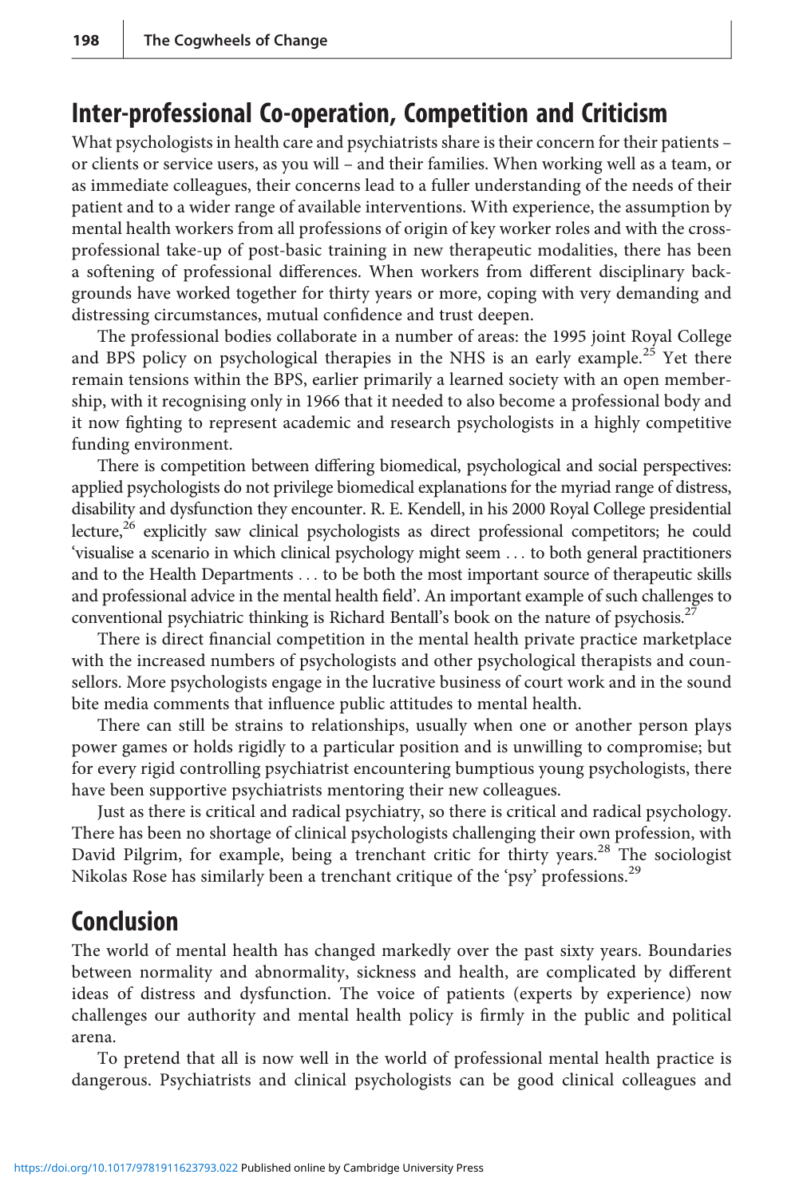## Inter-professional Co-operation, Competition and Criticism

What psychologists in health care and psychiatrists share is their concern for their patients – or clients or service users, as you will – and their families. When working well as a team, or as immediate colleagues, their concerns lead to a fuller understanding of the needs of their patient and to a wider range of available interventions. With experience, the assumption by mental health workers from all professions of origin of key worker roles and with the cross-professional take-up of post-basic training in new therapeutic modalities, there has been a softening of professional differences. When workers from different disciplinary backgrounds have worked together for thirty years or more, coping with very demanding and distressing circumstances, mutual confidence and trust deepen.

The professional bodies collaborate in a number of areas: the 1995 joint Royal College and BPS policy on psychological therapies in the NHS is an early example.[25] Yet there remain tensions within the BPS, earlier primarily a learned society with an open membership, with it recognising only in 1966 that it needed to also become a professional body and it now fighting to represent academic and research psychologists in a highly competitive funding environment.

There is competition between differing biomedical, psychological and social perspectives: applied psychologists do not privilege biomedical explanations for the myriad range of distress, disability and dysfunction they encounter. R. E. Kendell, in his 2000 Royal College presidential lecture,[26] explicitly saw clinical psychologists as direct professional competitors; he could 'visualise a scenario in which clinical psychology might seem . . . to both general practitioners and to the Health Departments . . . to be both the most important source of therapeutic skills and professional advice in the mental health field'. An important example of such challenges to conventional psychiatric thinking is Richard Bentall's book on the nature of psychosis.[27]

There is direct financial competition in the mental health private practice marketplace with the increased numbers of psychologists and other psychological therapists and counsellors. More psychologists engage in the lucrative business of court work and in the sound bite media comments that influence public attitudes to mental health.

There can still be strains to relationships, usually when one or another person plays power games or holds rigidly to a particular position and is unwilling to compromise; but for every rigid controlling psychiatrist encountering bumptious young psychologists, there have been supportive psychiatrists mentoring their new colleagues.

Just as there is critical and radical psychiatry, so there is critical and radical psychology. There has been no shortage of clinical psychologists challenging their own profession, with David Pilgrim, for example, being a trenchant critic for thirty years.[28] The sociologist Nikolas Rose has similarly been a trenchant critique of the 'psy' professions.[29]

## Conclusion

The world of mental health has changed markedly over the past sixty years. Boundaries between normality and abnormality, sickness and health, are complicated by different ideas of distress and dysfunction. The voice of patients (experts by experience) now challenges our authority and mental health policy is firmly in the public and political arena.

To pretend that all is now well in the world of professional mental health practice is dangerous. Psychiatrists and clinical psychologists can be good clinical colleagues and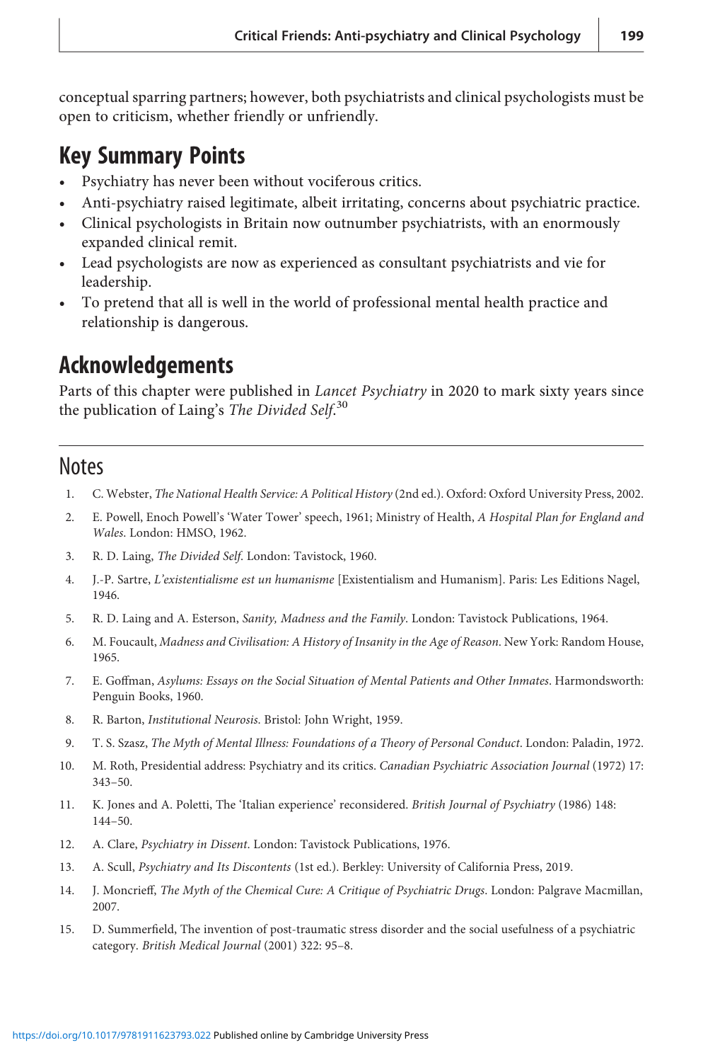conceptual sparring partners; however, both psychiatrists and clinical psychologists must be open to criticism, whether friendly or unfriendly.

## Key Summary Points

- Psychiatry has never been without vociferous critics.
- Anti-psychiatry raised legitimate, albeit irritating, concerns about psychiatric practice.
- Clinical psychologists in Britain now outnumber psychiatrists, with an enormously expanded clinical remit.
- Lead psychologists are now as experienced as consultant psychiatrists and vie for leadership.
- To pretend that all is well in the world of professional mental health practice and relationship is dangerous.

## Acknowledgements

Parts of this chapter were published in *Lancet Psychiatry* in 2020 to mark sixty years since the publication of Laing's *The Divided Self*.[30]

## Notes

1. C. Webster, *The National Health Service: A Political History* (2nd ed.). Oxford: Oxford University Press, 2002.
2. E. Powell, Enoch Powell's 'Water Tower' speech, 1961; Ministry of Health, *A Hospital Plan for England and Wales*. London: HMSO, 1962.
3. R. D. Laing, *The Divided Self*. London: Tavistock, 1960.
4. J.-P. Sartre, *L'existentialisme est un humanisme* [Existentialism and Humanism]. Paris: Les Editions Nagel, 1946.
5. R. D. Laing and A. Esterson, *Sanity, Madness and the Family*. London: Tavistock Publications, 1964.
6. M. Foucault, *Madness and Civilisation: A History of Insanity in the Age of Reason*. New York: Random House, 1965.
7. E. Goffman, *Asylums: Essays on the Social Situation of Mental Patients and Other Inmates*. Harmondsworth: Penguin Books, 1960.
8. R. Barton, *Institutional Neurosis*. Bristol: John Wright, 1959.
9. T. S. Szasz, *The Myth of Mental Illness: Foundations of a Theory of Personal Conduct*. London: Paladin, 1972.
10. M. Roth, Presidential address: Psychiatry and its critics. *Canadian Psychiatric Association Journal* (1972) 17: 343–50.
11. K. Jones and A. Poletti, The 'Italian experience' reconsidered. *British Journal of Psychiatry* (1986) 148: 144–50.
12. A. Clare, *Psychiatry in Dissent*. London: Tavistock Publications, 1976.
13. A. Scull, *Psychiatry and Its Discontents* (1st ed.). Berkley: University of California Press, 2019.
14. J. Moncrieff, *The Myth of the Chemical Cure: A Critique of Psychiatric Drugs*. London: Palgrave Macmillan, 2007.
15. D. Summerfield, The invention of post-traumatic stress disorder and the social usefulness of a psychiatric category. *British Medical Journal* (2001) 322: 95–8.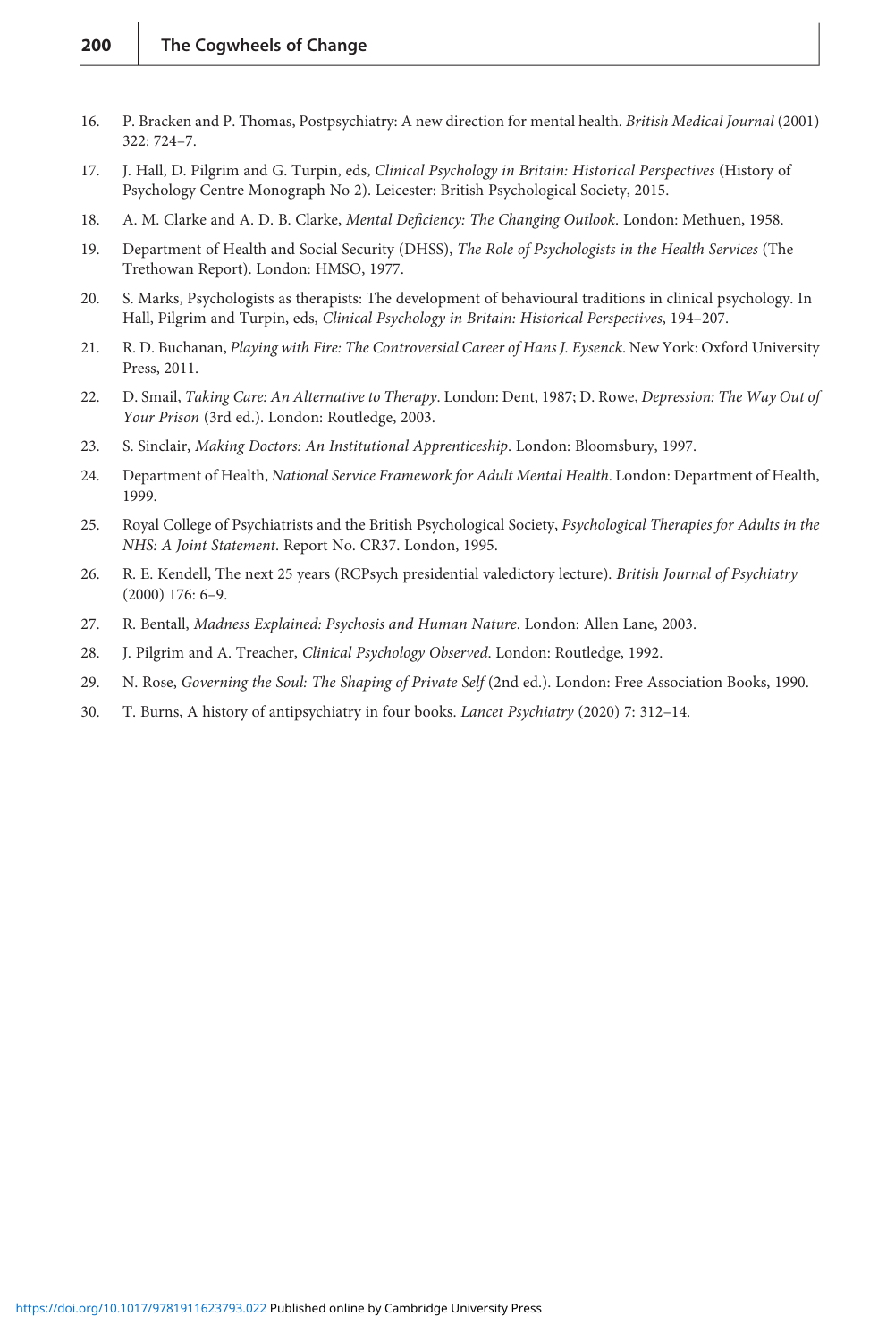16. P. Bracken and P. Thomas, Postpsychiatry: A new direction for mental health. *British Medical Journal* (2001) 322: 724–7.
17. J. Hall, D. Pilgrim and G. Turpin, eds, *Clinical Psychology in Britain: Historical Perspectives* (History of Psychology Centre Monograph No 2). Leicester: British Psychological Society, 2015.
18. A. M. Clarke and A. D. B. Clarke, *Mental Deficiency: The Changing Outlook*. London: Methuen, 1958.
19. Department of Health and Social Security (DHSS), *The Role of Psychologists in the Health Services* (The Trethowan Report). London: HMSO, 1977.
20. S. Marks, Psychologists as therapists: The development of behavioural traditions in clinical psychology. In Hall, Pilgrim and Turpin, eds, *Clinical Psychology in Britain: Historical Perspectives*, 194–207.
21. R. D. Buchanan, *Playing with Fire: The Controversial Career of Hans J. Eysenck*. New York: Oxford University Press, 2011.
22. D. Smail, *Taking Care: An Alternative to Therapy*. London: Dent, 1987; D. Rowe, *Depression: The Way Out of Your Prison* (3rd ed.). London: Routledge, 2003.
23. S. Sinclair, *Making Doctors: An Institutional Apprenticeship*. London: Bloomsbury, 1997.
24. Department of Health, *National Service Framework for Adult Mental Health*. London: Department of Health, 1999.
25. Royal College of Psychiatrists and the British Psychological Society, *Psychological Therapies for Adults in the NHS: A Joint Statement*. Report No. CR37. London, 1995.
26. R. E. Kendell, The next 25 years (RCPsych presidential valedictory lecture). *British Journal of Psychiatry* (2000) 176: 6–9.
27. R. Bentall, *Madness Explained: Psychosis and Human Nature*. London: Allen Lane, 2003.
28. J. Pilgrim and A. Treacher, *Clinical Psychology Observed*. London: Routledge, 1992.
29. N. Rose, *Governing the Soul: The Shaping of Private Self* (2nd ed.). London: Free Association Books, 1990.
30. T. Burns, A history of antipsychiatry in four books. *Lancet Psychiatry* (2020) 7: 312–14.